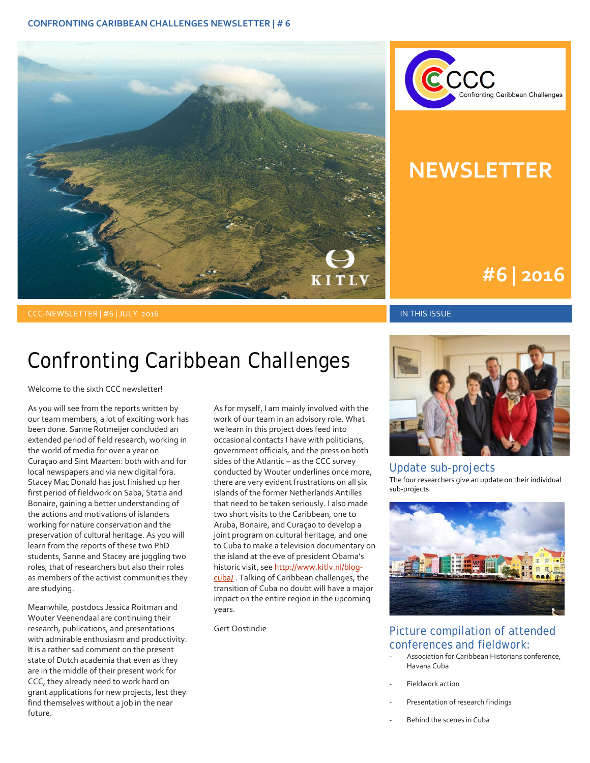# NEWSLETTER

## #6 | 2016

CCC-NEWSLETTER | #6 | JULY 2016

# Confronting Caribbean Challenges

Welcome to the sixth CCC newsletter!

As you will see from the reports written by our team members, a lot of exciting work has been done. Sanne Rotmeijer concluded an extended period of field research, working in the world of media for over a year on Curaçao and Sint Maarten: both with and for local newspapers and via new digital fora. Stacey Mac Donald has just finished up her first period of fieldwork on Saba, Statia and Bonaire, gaining a better understanding of the actions and motivations of islanders working for nature conservation and the preservation of cultural heritage. As you will learn from the reports of these two PhD students, Sanne and Stacey are juggling two roles, that of researchers but also their roles as members of the activist communities they are studying.

Meanwhile, postdocs Jessica Roitman and Wouter Veenendaal are continuing their research, publications, and presentations with admirable enthusiasm and productivity. It is a rather sad comment on the present state of Dutch academia that even as they are in the middle of their present work for CCC, they already need to work hard on grant applications for new projects, lest they find themselves without a job in the near future.

As for myself, I am mainly involved with the work of our team in an advisory role. What we learn in this project does feed into occasional contacts I have with politicians, government officials, and the press on both sides of the Atlantic – as the CCC survey conducted by Wouter underlines once more, there are very evident frustrations on all six islands of the former Netherlands Antilles that need to be taken seriously. I also made two short visits to the Caribbean, one to Aruba, Bonaire, and Curaçao to develop a joint program on cultural heritage, and one to Cuba to make a television documentary on the island at the eve of president Obama's historic visit, see http://www.kitlv.nl/blog-cuba/ . Talking of Caribbean challenges, the transition of Cuba no doubt will have a major impact on the entire region in the upcoming years.

Gert Oostindie

IN THIS ISSUE

## Update sub-projects

The four researchers give an update on their individual sub-projects.

## Picture compilation of attended conferences and fieldwork:

- Association for Caribbean Historians conference, Havana Cuba
- Fieldwork action
- Presentation of research findings
- Behind the scenes in Cuba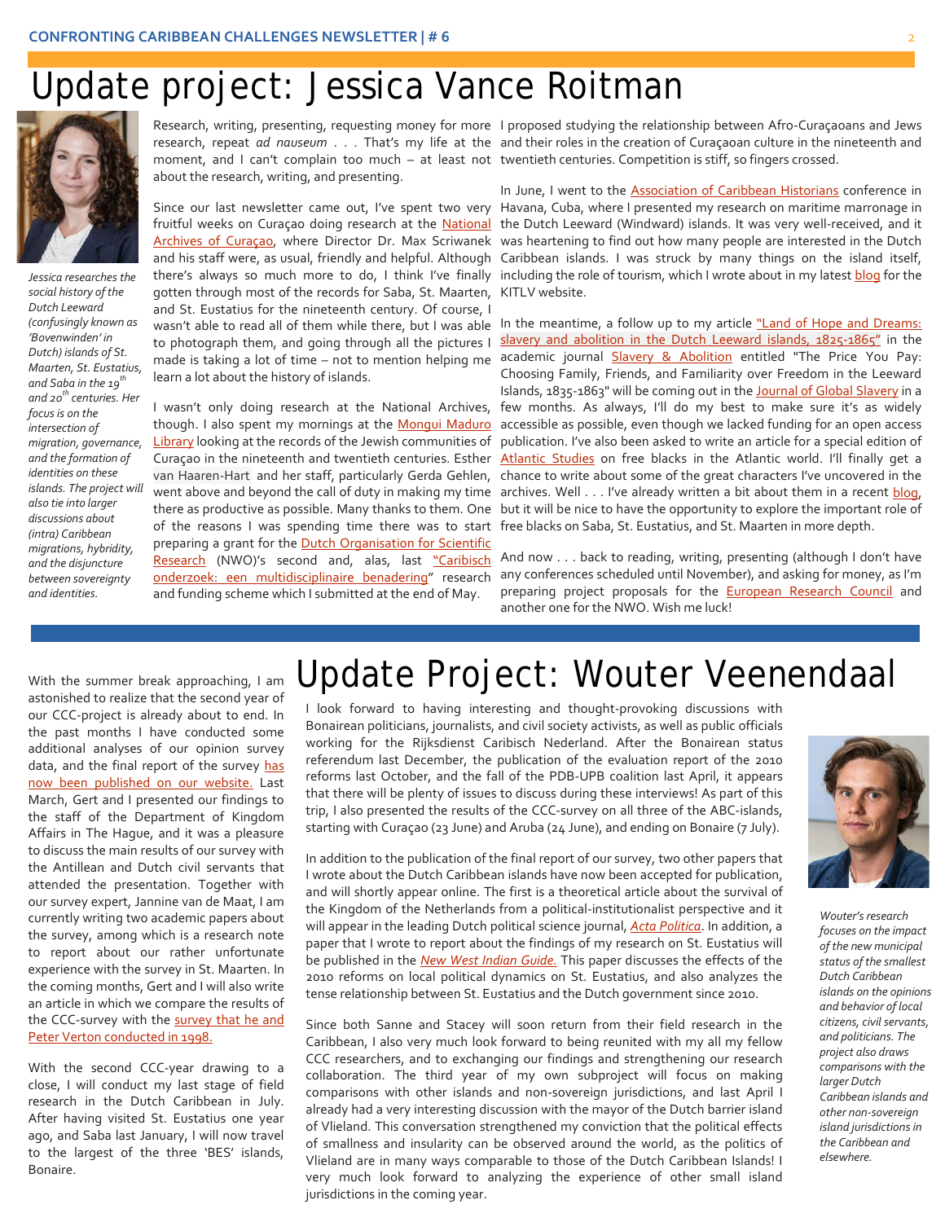# Update project: Jessica Vance Roitman

*Jessica researches the social history of the Dutch Leeward (confusingly known as 'Bovenwinden' in Dutch) islands of St. Maarten, St. Eustatius, and Saba in the 19th and 20th centuries. Her focus is on the intersection of migration, governance, and the formation of identities on these islands. The project will also tie into larger discussions about (intra) Caribbean migrations, hybridity, and the disjuncture between sovereignty and identities.*

Research, writing, presenting, requesting money for more research, repeat *ad nauseum* . . . That's my life at the moment, and I can't complain too much – at least not about the research, writing, and presenting.

Since our last newsletter came out, I've spent two very fruitful weeks on Curaçao doing research at the National Archives of Curaçao, where Director Dr. Max Scriwanek and his staff were, as usual, friendly and helpful. Although there's always so much more to do, I think I've finally gotten through most of the records for Saba, St. Maarten, and St. Eustatius for the nineteenth century. Of course, I wasn't able to read all of them while there, but I was able to photograph them, and going through all the pictures I made is taking a lot of time – not to mention helping me learn a lot about the history of islands.

I wasn't only doing research at the National Archives, though. I also spent my mornings at the Mongui Maduro Library looking at the records of the Jewish communities of Curaçao in the nineteenth and twentieth centuries. Esther van Haaren-Hart and her staff, particularly Gerda Gehlen, went above and beyond the call of duty in making my time there as productive as possible. Many thanks to them. One of the reasons I was spending time there was to start preparing a grant for the Dutch Organisation for Scientific Research (NWO)'s second and, alas, last "Caribisch onderzoek: een multidisciplinaire benadering" research and funding scheme which I submitted at the end of May. I proposed studying the relationship between Afro-Curaçaoans and Jews and their roles in the creation of Curaçaoan culture in the nineteenth and twentieth centuries. Competition is stiff, so fingers crossed.

In June, I went to the Association of Caribbean Historians conference in Havana, Cuba, where I presented my research on maritime marronage in the Dutch Leeward (Windward) islands. It was very well-received, and it was heartening to find out how many people are interested in the Dutch Caribbean islands. I was struck by many things on the island itself, including the role of tourism, which I wrote about in my latest blog for the KITLV website.

In the meantime, a follow up to my article "Land of Hope and Dreams: slavery and abolition in the Dutch Leeward islands, 1825-1865" in the academic journal Slavery & Abolition entitled "The Price You Pay: Choosing Family, Friends, and Familiarity over Freedom in the Leeward Islands, 1835-1863" will be coming out in the Journal of Global Slavery in a few months. As always, I'll do my best to make sure it's as widely accessible as possible, even though we lacked funding for an open access publication. I've also been asked to write an article for a special edition of Atlantic Studies on free blacks in the Atlantic world. I'll finally get a chance to write about some of the great characters I've uncovered in the archives. Well . . . I've already written a bit about them in a recent blog, but it will be nice to have the opportunity to explore the important role of free blacks on Saba, St. Eustatius, and St. Maarten in more depth.

And now . . . back to reading, writing, presenting (although I don't have any conferences scheduled until November), and asking for money, as I'm preparing project proposals for the European Research Council and another one for the NWO. Wish me luck!

# Update Project: Wouter Veenendaal

*Wouter's research focuses on the impact of the new municipal status of the smallest Dutch Caribbean islands on the opinions and behavior of local citizens, civil servants, and politicians. The project also draws comparisons with the larger Dutch Caribbean islands and other non-sovereign island jurisdictions in the Caribbean and elsewhere.*

With the summer break approaching, I am astonished to realize that the second year of our CCC-project is already about to end. In the past months I have conducted some additional analyses of our opinion survey data, and the final report of the survey has now been published on our website. Last March, Gert and I presented our findings to the staff of the Department of Kingdom Affairs in The Hague, and it was a pleasure to discuss the main results of our survey with the Antillean and Dutch civil servants that attended the presentation. Together with our survey expert, Jannine van de Maat, I am currently writing two academic papers about the survey, among which is a research note to report about our rather unfortunate experience with the survey in St. Maarten. In the coming months, Gert and I will also write an article in which we compare the results of the CCC-survey with the survey that he and Peter Verton conducted in 1998.

With the second CCC-year drawing to a close, I will conduct my last stage of field research in the Dutch Caribbean in July. After having visited St. Eustatius one year ago, and Saba last January, I will now travel to the largest of the three 'BES' islands, Bonaire. I look forward to having interesting and thought-provoking discussions with Bonairean politicians, journalists, and civil society activists, as well as public officials working for the Rijksdienst Caribisch Nederland. After the Bonairean status referendum last December, the publication of the evaluation report of the 2010 reforms last October, and the fall of the PDB-UPB coalition last April, it appears that there will be plenty of issues to discuss during these interviews! As part of this trip, I also presented the results of the CCC-survey on all three of the ABC-islands, starting with Curaçao (23 June) and Aruba (24 June), and ending on Bonaire (7 July).

In addition to the publication of the final report of our survey, two other papers that I wrote about the Dutch Caribbean islands have now been accepted for publication, and will shortly appear online. The first is a theoretical article about the survival of the Kingdom of the Netherlands from a political-institutionalist perspective and it will appear in the leading Dutch political science journal, *Acta Politica*. In addition, a paper that I wrote to report about the findings of my research on St. Eustatius will be published in the *New West Indian Guide.* This paper discusses the effects of the 2010 reforms on local political dynamics on St. Eustatius, and also analyzes the tense relationship between St. Eustatius and the Dutch government since 2010.

Since both Sanne and Stacey will soon return from their field research in the Caribbean, I also very much look forward to being reunited with my all my fellow CCC researchers, and to exchanging our findings and strengthening our research collaboration. The third year of my own subproject will focus on making comparisons with other islands and non-sovereign jurisdictions, and last April I already had a very interesting discussion with the mayor of the Dutch barrier island of Vlieland. This conversation strengthened my conviction that the political effects of smallness and insularity can be observed around the world, as the politics of Vlieland are in many ways comparable to those of the Dutch Caribbean Islands! I very much look forward to analyzing the experience of other small island jurisdictions in the coming year.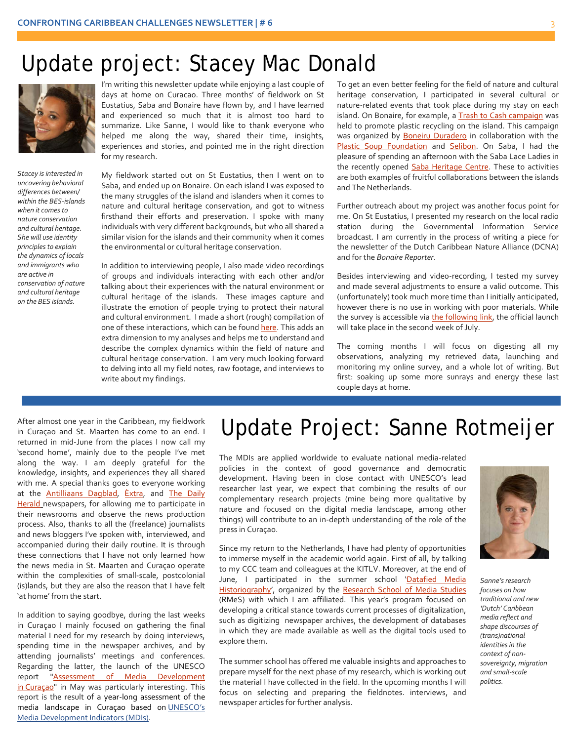# Update project: Stacey Mac Donald

*Stacey is interested in uncovering behavioral differences between/ within the BES-islands when it comes to nature conservation and cultural heritage. She will use identity principles to explain the dynamics of locals and immigrants who are active in conservation of nature and cultural heritage on the BES islands.*

I'm writing this newsletter update while enjoying a last couple of days at home on Curacao. Three months' of fieldwork on St Eustatius, Saba and Bonaire have flown by, and I have learned and experienced so much that it is almost too hard to summarize. Like Sanne, I would like to thank everyone who helped me along the way, shared their time, insights, experiences and stories, and pointed me in the right direction for my research.

My fieldwork started out on St Eustatius, then I went on to Saba, and ended up on Bonaire. On each island I was exposed to the many struggles of the island and islanders when it comes to nature and cultural heritage conservation, and got to witness firsthand their efforts and preservation. I spoke with many individuals with very different backgrounds, but who all shared a similar vision for the islands and their community when it comes the environmental or cultural heritage conservation.

In addition to interviewing people, I also made video recordings of groups and individuals interacting with each other and/or talking about their experiences with the natural environment or cultural heritage of the islands. These images capture and illustrate the emotion of people trying to protect their natural and cultural environment. I made a short (rough) compilation of one of these interactions, which can be found here. This adds an extra dimension to my analyses and helps me to understand and describe the complex dynamics within the field of nature and cultural heritage conservation. I am very much looking forward to delving into all my field notes, raw footage, and interviews to write about my findings.

To get an even better feeling for the field of nature and cultural heritage conservation, I participated in several cultural or nature-related events that took place during my stay on each island. On Bonaire, for example, a Trash to Cash campaign was held to promote plastic recycling on the island. This campaign was organized by Boneiru Duradero in collaboration with the Plastic Soup Foundation and Selibon. On Saba, I had the pleasure of spending an afternoon with the Saba Lace Ladies in the recently opened Saba Heritage Centre. These to activities are both examples of fruitful collaborations between the islands and The Netherlands.

Further outreach about my project was another focus point for me. On St Eustatius, I presented my research on the local radio station during the Governmental Information Service broadcast. I am currently in the process of writing a piece for the newsletter of the Dutch Caribbean Nature Alliance (DCNA) and for the *Bonaire Reporter*.

Besides interviewing and video-recording, I tested my survey and made several adjustments to ensure a valid outcome. This (unfortunately) took much more time than I initially anticipated, however there is no use in working with poor materials. While the survey is accessible via the following link, the official launch will take place in the second week of July.

The coming months I will focus on digesting all my observations, analyzing my retrieved data, launching and monitoring my online survey, and a whole lot of writing. But first: soaking up some more sunrays and energy these last couple days at home.

# Update Project: Sanne Rotmeijer

*Sanne's research focuses on how traditional and new 'Dutch' Caribbean media reflect and shape discourses of (trans)national identities in the context of non-sovereignty, migration and small-scale politics.*

After almost one year in the Caribbean, my fieldwork in Curaçao and St. Maarten has come to an end. I returned in mid-June from the places I now call my 'second home', mainly due to the people I've met along the way. I am deeply grateful for the knowledge, insights, and experiences they all shared with me. A special thanks goes to everyone working at the Antilliaans Dagblad, Èxtra, and The Daily Herald newspapers, for allowing me to participate in their newsrooms and observe the news production process. Also, thanks to all the (freelance) journalists and news bloggers I've spoken with, interviewed, and accompanied during their daily routine. It is through these connections that I have not only learned how the news media in St. Maarten and Curaçao operate within the complexities of small-scale, postcolonial (is)lands, but they are also the reason that I have felt 'at home' from the start.

In addition to saying goodbye, during the last weeks in Curaçao I mainly focused on gathering the final material I need for my research by doing interviews, spending time in the newspaper archives, and by attending journalists' meetings and conferences. Regarding the latter, the launch of the UNESCO report "Assessment of Media Development in Curaçao" in May was particularly interesting. This report is the result of a year-long assessment of the media landscape in Curaçao based on UNESCO's Media Development Indicators (MDIs).

The MDIs are applied worldwide to evaluate national media-related policies in the context of good governance and democratic development. Having been in close contact with UNESCO's lead researcher last year, we expect that combining the results of our complementary research projects (mine being more qualitative by nature and focused on the digital media landscape, among other things) will contribute to an in-depth understanding of the role of the press in Curaçao.

Since my return to the Netherlands, I have had plenty of opportunities to immerse myself in the academic world again. First of all, by talking to my CCC team and colleagues at the KITLV. Moreover, at the end of June, I participated in the summer school 'Datafied Media Historiography', organized by the Research School of Media Studies (RMeS) with which I am affiliated. This year's program focused on developing a critical stance towards current processes of digitalization, such as digitizing newspaper archives, the development of databases in which they are made available as well as the digital tools used to explore them.

The summer school has offered me valuable insights and approaches to prepare myself for the next phase of my research, which is working out the material I have collected in the field. In the upcoming months I will focus on selecting and preparing the fieldnotes. interviews, and newspaper articles for further analysis.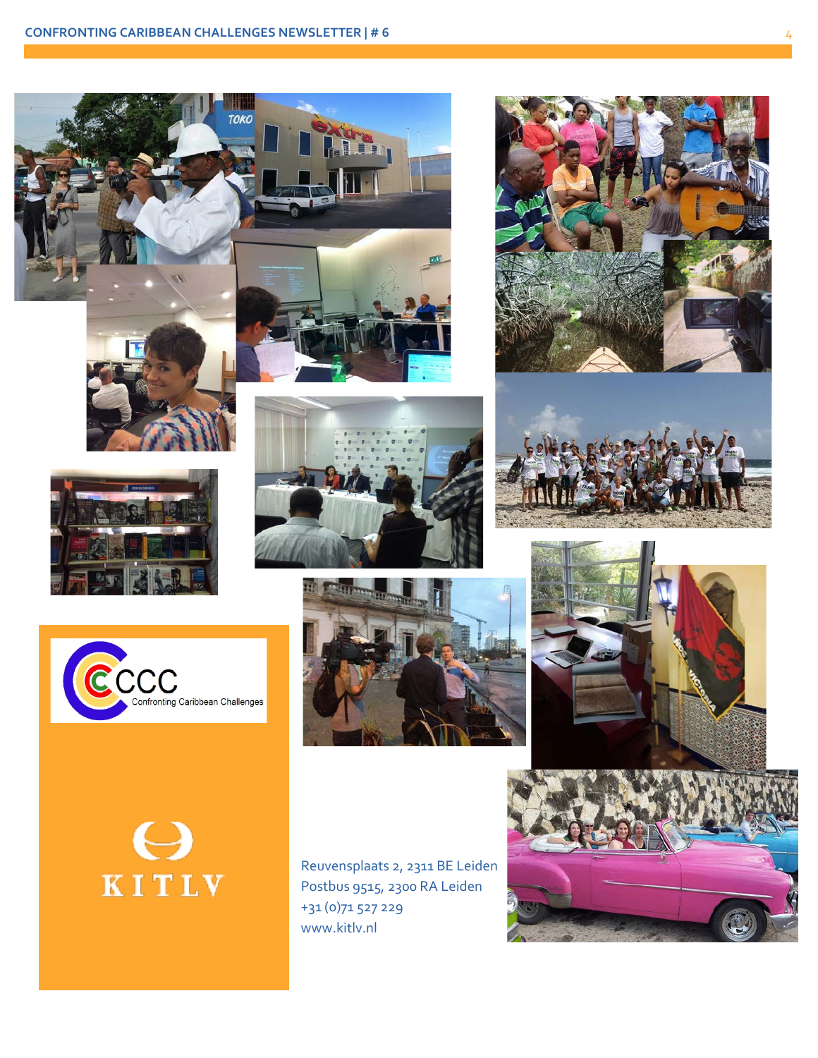CCC
Confronting Caribbean Challenges

KITLV

Reuvensplaats 2, 2311 BE Leiden
Postbus 9515, 2300 RA Leiden
+31 (0)71 527 229
www.kitlv.nl